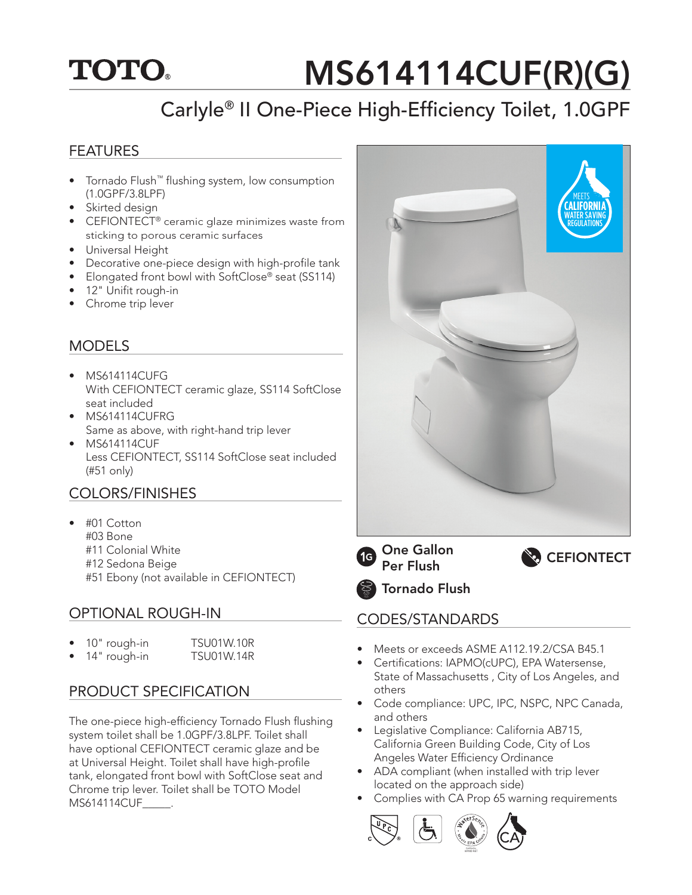# TOTO® MS614114CUF(R)(G)

## Carlyle® II One-Piece High-Efficiency Toilet, 1.0GPF

## FEATURES

- Tornado Flush™ flushing system, low consumption (1.0GPF/3.8LPF)
- Skirted design
- CEFIONTECT® ceramic glaze minimizes waste from sticking to porous ceramic surfaces
- Universal Height
- Decorative one-piece design with high-profile tank
- Elongated front bowl with SoftClose® seat (SS114)
- 12" Unifit rough-in
- Chrome trip lever

## MODELS

- MS614114CUFG
  With CEFIONTECT ceramic glaze, SS114 SoftClose seat included
- MS614114CUFRG
  Same as above, with right-hand trip lever
- MS614114CUF
  Less CEFIONTECT, SS114 SoftClose seat included (#51 only)

## COLORS/FINISHES

- #01 Cotton
  #03 Bone
  #11 Colonial White
  #12 Sedona Beige
  #51 Ebony (not available in CEFIONTECT)

## OPTIONAL ROUGH-IN

| | |
|---|---|
| 10" rough-in | TSU01W.10R |
| 14" rough-in | TSU01W.14R |

## PRODUCT SPECIFICATION

The one-piece high-efficiency Tornado Flush flushing system toilet shall be 1.0GPF/3.8LPF. Toilet shall have optional CEFIONTECT ceramic glaze and be at Universal Height. Toilet shall have high-profile tank, elongated front bowl with SoftClose seat and Chrome trip lever. Toilet shall be TOTO Model MS614114CUF_____.

MEETS CALIFORNIA WATER SAVING REGULATIONS

One Gallon Per Flush

CEFIONTECT

Tornado Flush

## CODES/STANDARDS

- Meets or exceeds ASME A112.19.2/CSA B45.1
- Certifications: IAPMO(cUPC), EPA Watersense, State of Massachusetts , City of Los Angeles, and others
- Code compliance: UPC, IPC, NSPC, NPC Canada, and others
- Legislative Compliance: California AB715, California Green Building Code, City of Los Angeles Water Efficiency Ordinance
- ADA compliant (when installed with trip lever located on the approach side)
- Complies with CA Prop 65 warning requirements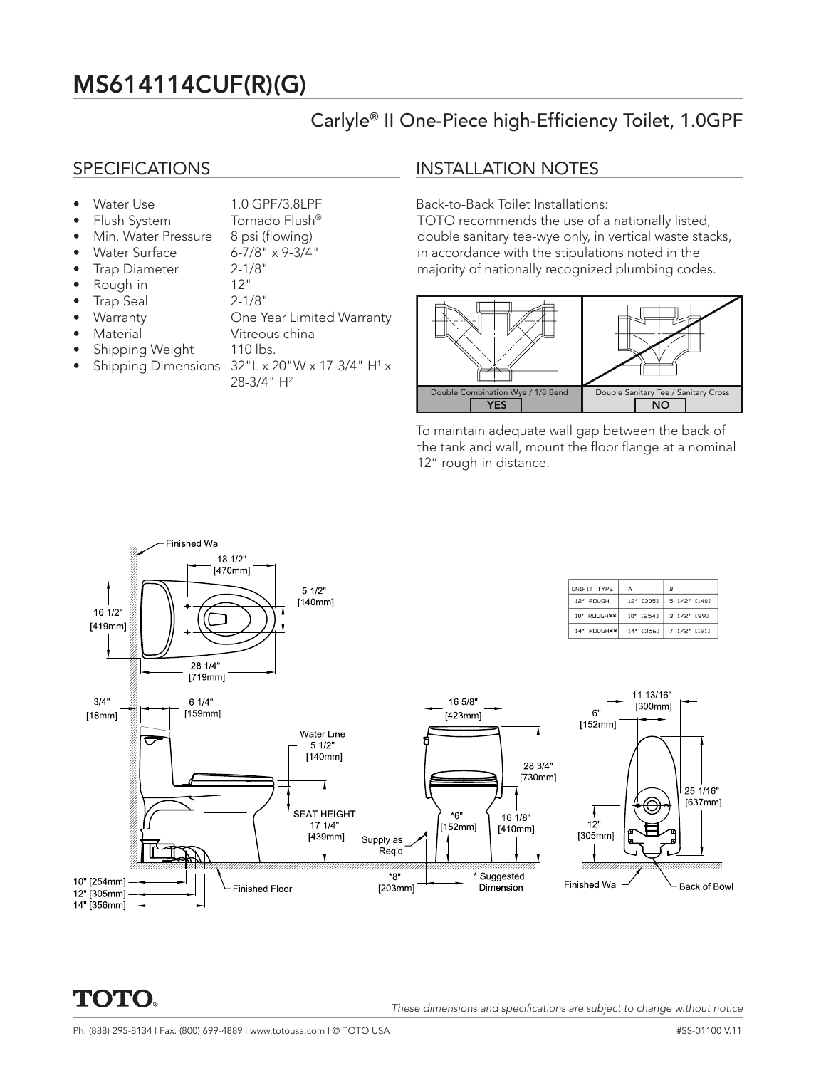# MS614114CUF(R)(G)

## Carlyle® II One-Piece high-Efficiency Toilet, 1.0GPF

## SPECIFICATIONS

- Water Use — 1.0 GPF/3.8LPF
- Flush System — Tornado Flush®
- Min. Water Pressure — 8 psi (flowing)
- Water Surface — 6-7/8" x 9-3/4"
- Trap Diameter — 2-1/8"
- Rough-in — 12"
- Trap Seal — 2-1/8"
- Warranty — One Year Limited Warranty
- Material — Vitreous china
- Shipping Weight — 110 lbs.
- Shipping Dimensions — 32"L x 20"W x 17-3/4" H[1] x 28-3/4" H[2]

## INSTALLATION NOTES

Back-to-Back Toilet Installations:
TOTO recommends the use of a nationally listed, double sanitary tee-wye only, in vertical waste stacks, in accordance with the stipulations noted in the majority of nationally recognized plumbing codes.

Double Combination Wye / 1/8 Bend — YES

Double Sanitary Tee / Sanitary Cross — NO

To maintain adequate wall gap between the back of the tank and wall, mount the floor flange at a nominal 12" rough-in distance.

| UNIFIT TYPE | A | B |
|---|---|---|
| 12" ROUGH | 12" [305] | 5 1/2" [140] |
| 10" ROUGH** | 10" [254] | 3 1/2" [89] |
| 14" ROUGH** | 14" [356] | 7 1/2" [191] |

Finished Wall
18 1/2" [470mm]
5 1/2" [140mm]
16 1/2" [419mm]
28 1/4" [719mm]
3/4" [18mm]
6 1/4" [159mm]
Water Line 5 1/2" [140mm]
SEAT HEIGHT 17 1/4" [439mm]
10" [254mm]
12" [305mm]
14" [356mm]
Finished Floor
16 5/8" [423mm]
28 3/4" [730mm]
*6" [152mm]
16 1/8" [410mm]
Supply as Req'd
*8" [203mm]
* Suggested Dimension
11 13/16" [300mm]
6" [152mm]
25 1/16" [637mm]
12" [305mm]
Finished Wall
Back of Bowl

*These dimensions and specifications are subject to change without notice*

Ph: (888) 295-8134 | Fax: (800) 699-4889 | www.totousa.com | © TOTO USA

#SS-01100 V.11